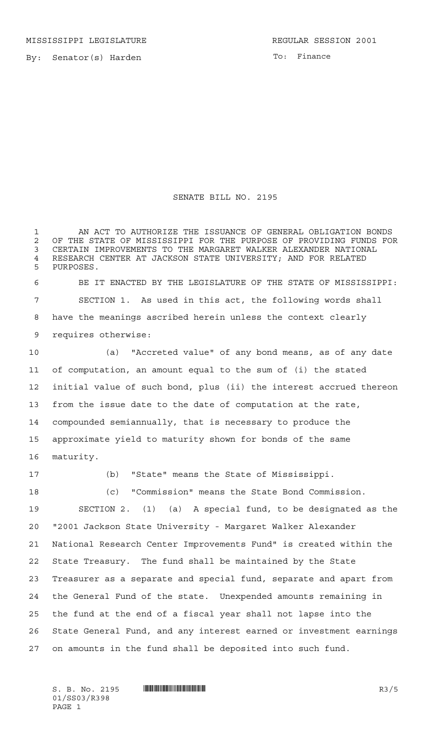MISSISSIPPI LEGISLATURE REGULAR SESSION 2001

By: Senator(s) Harden

To: Finance

# SENATE BILL NO. 2195

AN ACT TO AUTHORIZE THE ISSUANCE OF GENERAL OBLIGATION BONDS OF THE STATE OF MISSISSIPPI FOR THE PURPOSE OF PROVIDING FUNDS FOR CERTAIN IMPROVEMENTS TO THE MARGARET WALKER ALEXANDER NATIONAL RESEARCH CENTER AT JACKSON STATE UNIVERSITY; AND FOR RELATED PURPOSES.

BE IT ENACTED BY THE LEGISLATURE OF THE STATE OF MISSISSIPPI:

SECTION 1. As used in this act, the following words shall have the meanings ascribed herein unless the context clearly requires otherwise:

(a) "Accreted value" of any bond means, as of any date of computation, an amount equal to the sum of (i) the stated initial value of such bond, plus (ii) the interest accrued thereon from the issue date to the date of computation at the rate, compounded semiannually, that is necessary to produce the approximate yield to maturity shown for bonds of the same maturity.

(b) "State" means the State of Mississippi.

(c) "Commission" means the State Bond Commission.

SECTION 2. (1) (a) A special fund, to be designated as the "2001 Jackson State University - Margaret Walker Alexander National Research Center Improvements Fund" is created within the State Treasury. The fund shall be maintained by the State Treasurer as a separate and special fund, separate and apart from the General Fund of the state. Unexpended amounts remaining in the fund at the end of a fiscal year shall not lapse into the State General Fund, and any interest earned or investment earnings on amounts in the fund shall be deposited into such fund.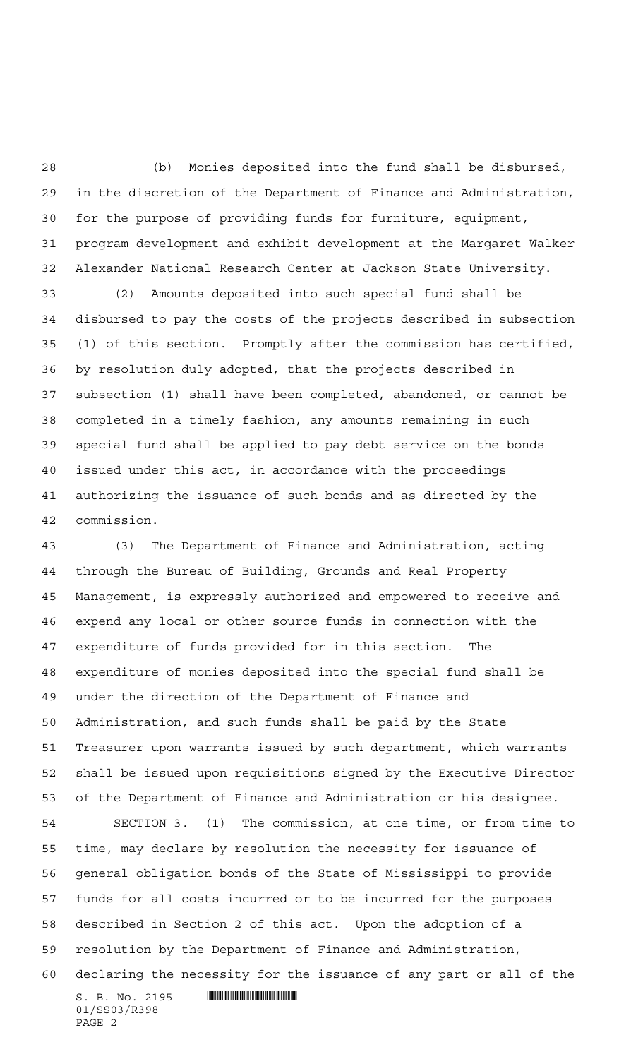(b) Monies deposited into the fund shall be disbursed, in the discretion of the Department of Finance and Administration, for the purpose of providing funds for furniture, equipment, program development and exhibit development at the Margaret Walker Alexander National Research Center at Jackson State University.

(2) Amounts deposited into such special fund shall be disbursed to pay the costs of the projects described in subsection (1) of this section. Promptly after the commission has certified, by resolution duly adopted, that the projects described in subsection (1) shall have been completed, abandoned, or cannot be completed in a timely fashion, any amounts remaining in such special fund shall be applied to pay debt service on the bonds issued under this act, in accordance with the proceedings authorizing the issuance of such bonds and as directed by the commission.

(3) The Department of Finance and Administration, acting through the Bureau of Building, Grounds and Real Property Management, is expressly authorized and empowered to receive and expend any local or other source funds in connection with the expenditure of funds provided for in this section. The expenditure of monies deposited into the special fund shall be under the direction of the Department of Finance and Administration, and such funds shall be paid by the State Treasurer upon warrants issued by such department, which warrants shall be issued upon requisitions signed by the Executive Director of the Department of Finance and Administration or his designee.

SECTION 3. (1) The commission, at one time, or from time to time, may declare by resolution the necessity for issuance of general obligation bonds of the State of Mississippi to provide funds for all costs incurred or to be incurred for the purposes described in Section 2 of this act. Upon the adoption of a resolution by the Department of Finance and Administration, declaring the necessity for the issuance of any part or all of the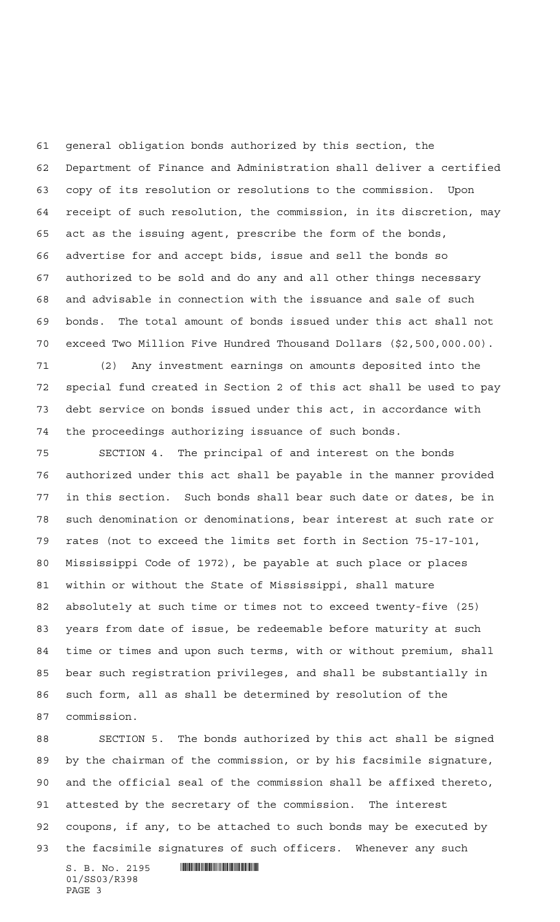general obligation bonds authorized by this section, the Department of Finance and Administration shall deliver a certified copy of its resolution or resolutions to the commission. Upon receipt of such resolution, the commission, in its discretion, may act as the issuing agent, prescribe the form of the bonds, advertise for and accept bids, issue and sell the bonds so authorized to be sold and do any and all other things necessary and advisable in connection with the issuance and sale of such bonds. The total amount of bonds issued under this act shall not exceed Two Million Five Hundred Thousand Dollars ($2,500,000.00).

(2) Any investment earnings on amounts deposited into the special fund created in Section 2 of this act shall be used to pay debt service on bonds issued under this act, in accordance with the proceedings authorizing issuance of such bonds.

SECTION 4. The principal of and interest on the bonds authorized under this act shall be payable in the manner provided in this section. Such bonds shall bear such date or dates, be in such denomination or denominations, bear interest at such rate or rates (not to exceed the limits set forth in Section 75-17-101, Mississippi Code of 1972), be payable at such place or places within or without the State of Mississippi, shall mature absolutely at such time or times not to exceed twenty-five (25) years from date of issue, be redeemable before maturity at such time or times and upon such terms, with or without premium, shall bear such registration privileges, and shall be substantially in such form, all as shall be determined by resolution of the commission.

SECTION 5. The bonds authorized by this act shall be signed by the chairman of the commission, or by his facsimile signature, and the official seal of the commission shall be affixed thereto, attested by the secretary of the commission. The interest coupons, if any, to be attached to such bonds may be executed by the facsimile signatures of such officers. Whenever any such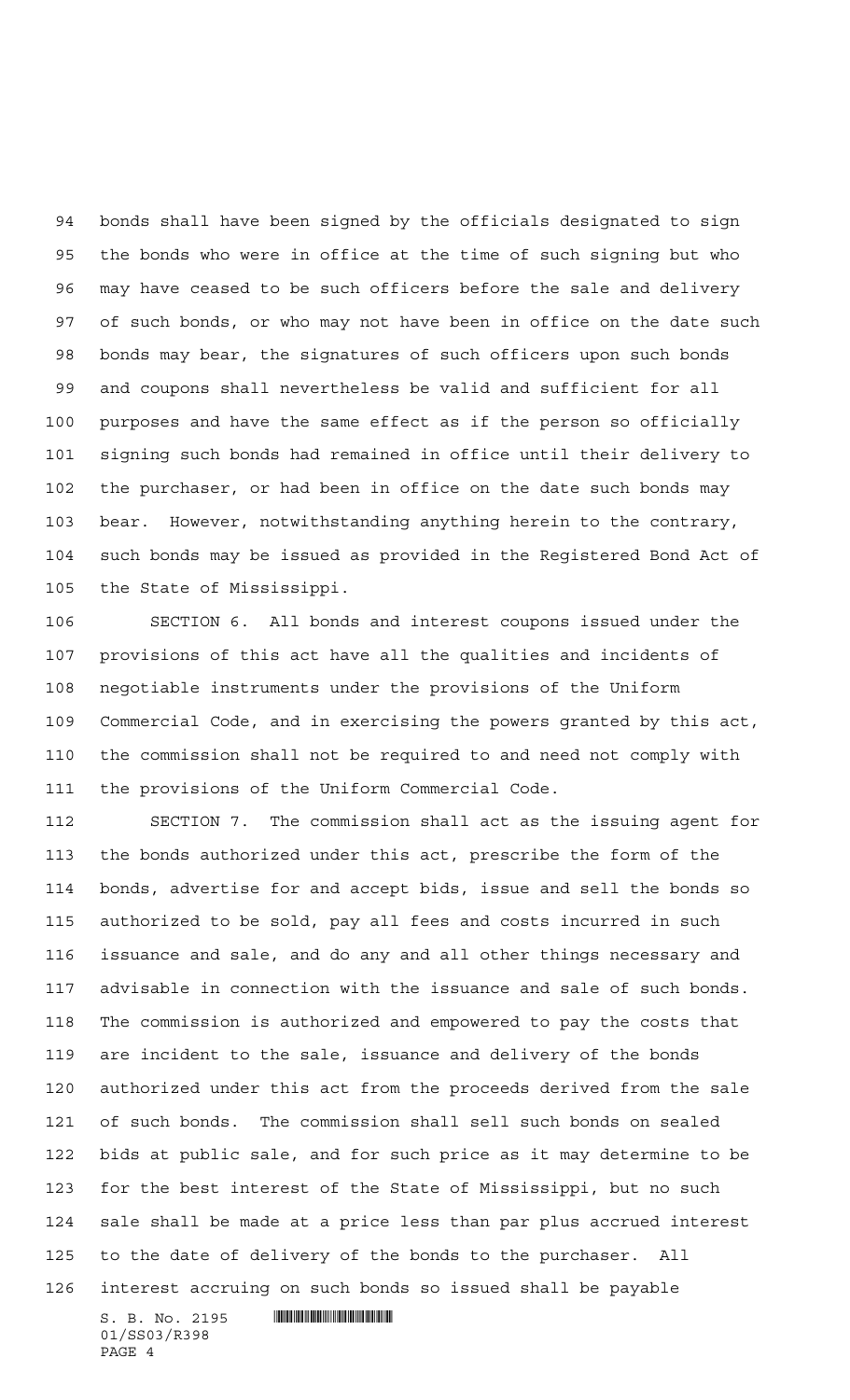bonds shall have been signed by the officials designated to sign the bonds who were in office at the time of such signing but who may have ceased to be such officers before the sale and delivery of such bonds, or who may not have been in office on the date such bonds may bear, the signatures of such officers upon such bonds and coupons shall nevertheless be valid and sufficient for all purposes and have the same effect as if the person so officially signing such bonds had remained in office until their delivery to the purchaser, or had been in office on the date such bonds may bear. However, notwithstanding anything herein to the contrary, such bonds may be issued as provided in the Registered Bond Act of the State of Mississippi.

SECTION 6. All bonds and interest coupons issued under the provisions of this act have all the qualities and incidents of negotiable instruments under the provisions of the Uniform Commercial Code, and in exercising the powers granted by this act, the commission shall not be required to and need not comply with the provisions of the Uniform Commercial Code.

SECTION 7. The commission shall act as the issuing agent for the bonds authorized under this act, prescribe the form of the bonds, advertise for and accept bids, issue and sell the bonds so authorized to be sold, pay all fees and costs incurred in such issuance and sale, and do any and all other things necessary and advisable in connection with the issuance and sale of such bonds. The commission is authorized and empowered to pay the costs that are incident to the sale, issuance and delivery of the bonds authorized under this act from the proceeds derived from the sale of such bonds. The commission shall sell such bonds on sealed bids at public sale, and for such price as it may determine to be for the best interest of the State of Mississippi, but no such sale shall be made at a price less than par plus accrued interest to the date of delivery of the bonds to the purchaser. All interest accruing on such bonds so issued shall be payable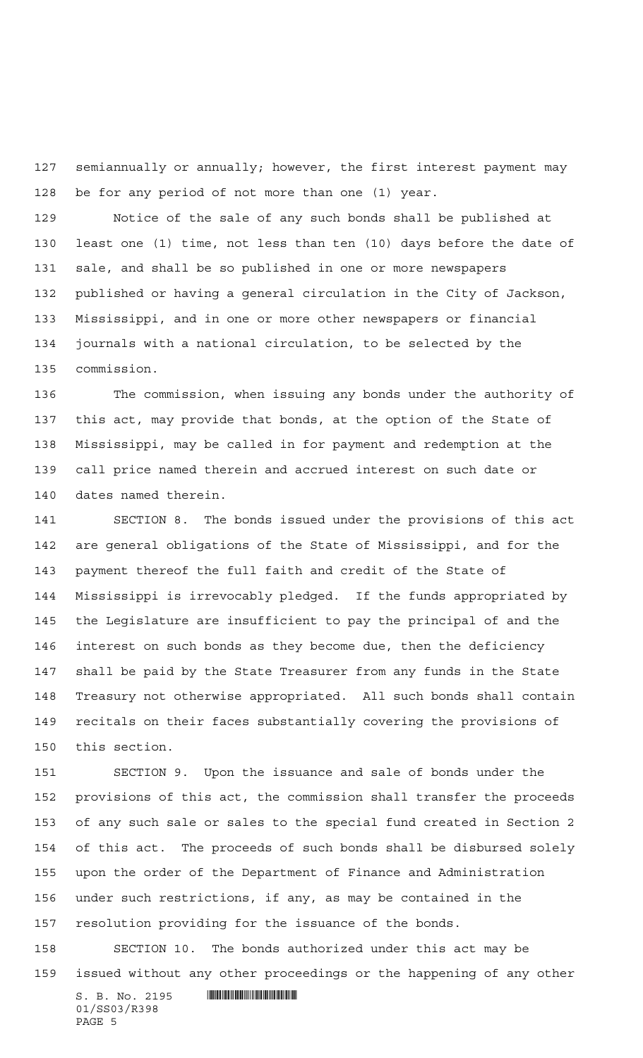semiannually or annually; however, the first interest payment may be for any period of not more than one (1) year.

Notice of the sale of any such bonds shall be published at least one (1) time, not less than ten (10) days before the date of sale, and shall be so published in one or more newspapers published or having a general circulation in the City of Jackson, Mississippi, and in one or more other newspapers or financial journals with a national circulation, to be selected by the commission.

The commission, when issuing any bonds under the authority of this act, may provide that bonds, at the option of the State of Mississippi, may be called in for payment and redemption at the call price named therein and accrued interest on such date or dates named therein.

SECTION 8. The bonds issued under the provisions of this act are general obligations of the State of Mississippi, and for the payment thereof the full faith and credit of the State of Mississippi is irrevocably pledged. If the funds appropriated by the Legislature are insufficient to pay the principal of and the interest on such bonds as they become due, then the deficiency shall be paid by the State Treasurer from any funds in the State Treasury not otherwise appropriated. All such bonds shall contain recitals on their faces substantially covering the provisions of this section.

SECTION 9. Upon the issuance and sale of bonds under the provisions of this act, the commission shall transfer the proceeds of any such sale or sales to the special fund created in Section 2 of this act. The proceeds of such bonds shall be disbursed solely upon the order of the Department of Finance and Administration under such restrictions, if any, as may be contained in the resolution providing for the issuance of the bonds.

SECTION 10. The bonds authorized under this act may be issued without any other proceedings or the happening of any other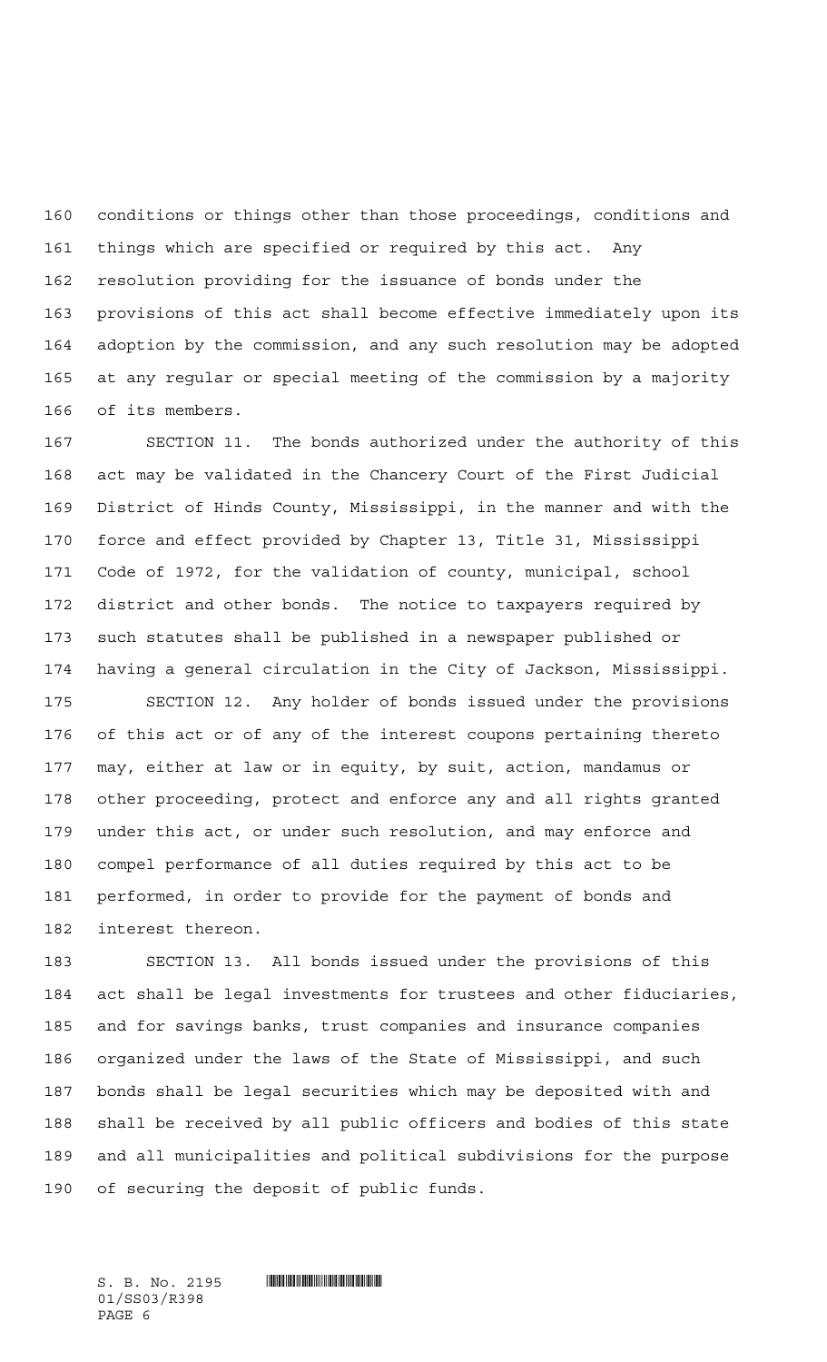conditions or things other than those proceedings, conditions and things which are specified or required by this act. Any resolution providing for the issuance of bonds under the provisions of this act shall become effective immediately upon its adoption by the commission, and any such resolution may be adopted at any regular or special meeting of the commission by a majority of its members.

SECTION 11. The bonds authorized under the authority of this act may be validated in the Chancery Court of the First Judicial District of Hinds County, Mississippi, in the manner and with the force and effect provided by Chapter 13, Title 31, Mississippi Code of 1972, for the validation of county, municipal, school district and other bonds. The notice to taxpayers required by such statutes shall be published in a newspaper published or having a general circulation in the City of Jackson, Mississippi.

SECTION 12. Any holder of bonds issued under the provisions of this act or of any of the interest coupons pertaining thereto may, either at law or in equity, by suit, action, mandamus or other proceeding, protect and enforce any and all rights granted under this act, or under such resolution, and may enforce and compel performance of all duties required by this act to be performed, in order to provide for the payment of bonds and interest thereon.

SECTION 13. All bonds issued under the provisions of this act shall be legal investments for trustees and other fiduciaries, and for savings banks, trust companies and insurance companies organized under the laws of the State of Mississippi, and such bonds shall be legal securities which may be deposited with and shall be received by all public officers and bodies of this state and all municipalities and political subdivisions for the purpose of securing the deposit of public funds.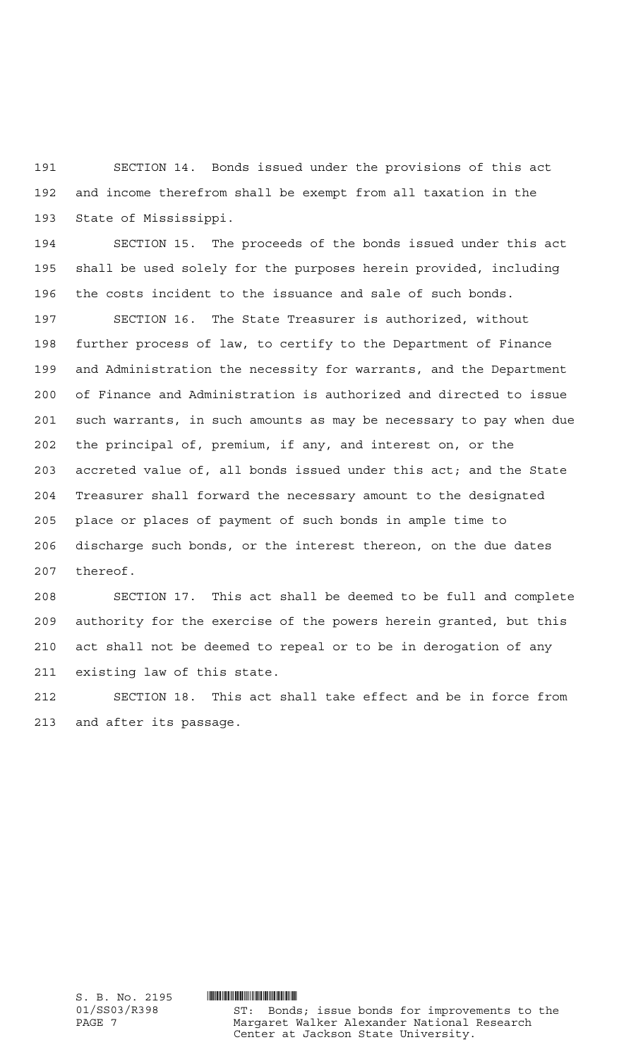SECTION 14. Bonds issued under the provisions of this act and income therefrom shall be exempt from all taxation in the State of Mississippi.

SECTION 15. The proceeds of the bonds issued under this act shall be used solely for the purposes herein provided, including the costs incident to the issuance and sale of such bonds.

SECTION 16. The State Treasurer is authorized, without further process of law, to certify to the Department of Finance and Administration the necessity for warrants, and the Department of Finance and Administration is authorized and directed to issue such warrants, in such amounts as may be necessary to pay when due the principal of, premium, if any, and interest on, or the accreted value of, all bonds issued under this act; and the State Treasurer shall forward the necessary amount to the designated place or places of payment of such bonds in ample time to discharge such bonds, or the interest thereon, on the due dates thereof.

SECTION 17. This act shall be deemed to be full and complete authority for the exercise of the powers herein granted, but this act shall not be deemed to repeal or to be in derogation of any existing law of this state.

SECTION 18. This act shall take effect and be in force from and after its passage.